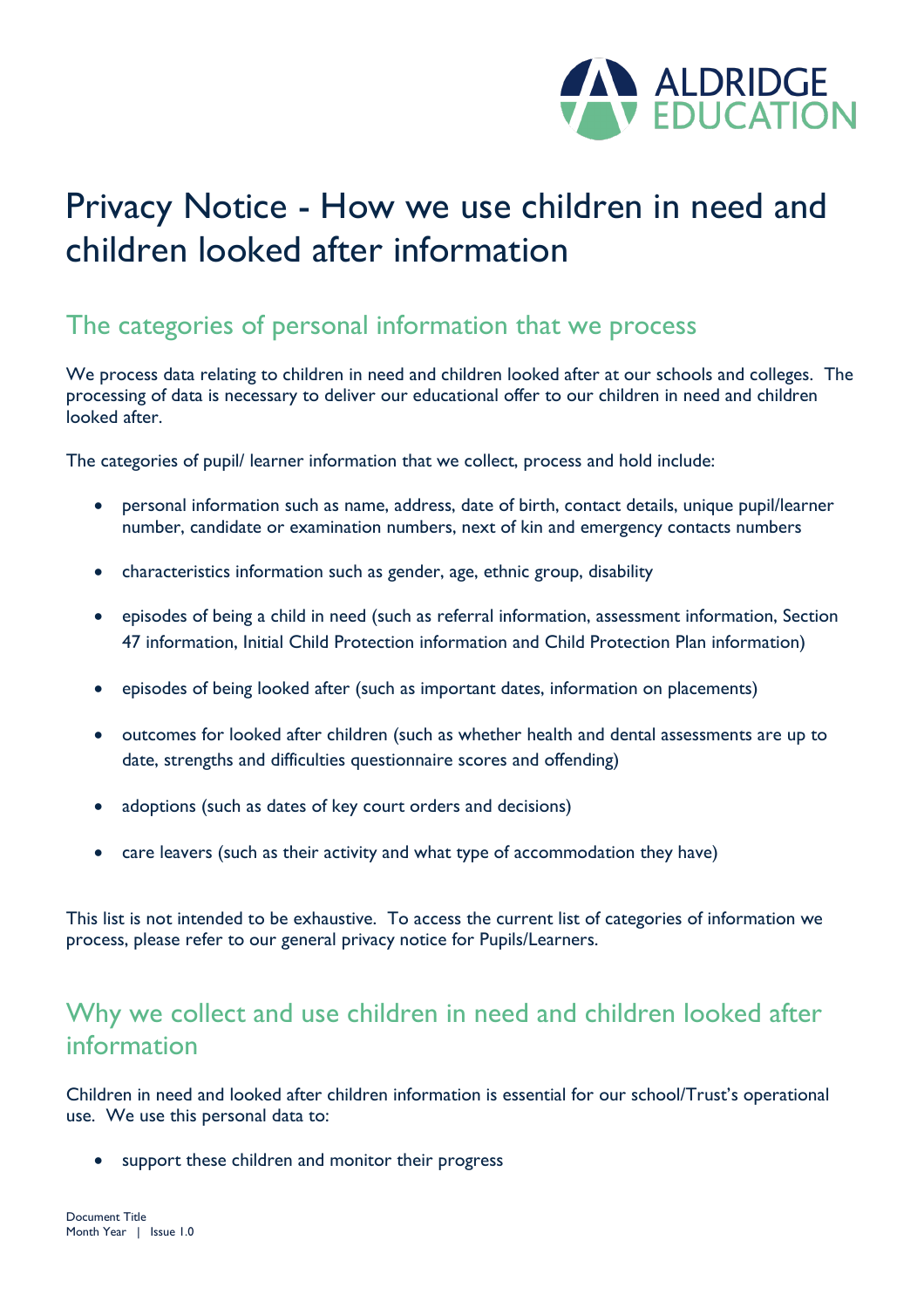# Privacy Notice - How we use children in need and children looked after information

## The categories of personal information that we process

We process data relating to children in need and children looked after at our schools and colleges. The processing of data is necessary to deliver our educational offer to our children in need and children looked after.

The categories of pupil/ learner information that we collect, process and hold include:

- personal information such as name, address, date of birth, contact details, unique pupil/learner number, candidate or examination numbers, next of kin and emergency contacts numbers
- characteristics information such as gender, age, ethnic group, disability
- episodes of being a child in need (such as referral information, assessment information, Section 47 information, Initial Child Protection information and Child Protection Plan information)
- episodes of being looked after (such as important dates, information on placements)
- outcomes for looked after children (such as whether health and dental assessments are up to date, strengths and difficulties questionnaire scores and offending)
- adoptions (such as dates of key court orders and decisions)
- care leavers (such as their activity and what type of accommodation they have)

This list is not intended to be exhaustive. To access the current list of categories of information we process, please refer to our general privacy notice for Pupils/Learners.

## Why we collect and use children in need and children looked after information

Children in need and looked after children information is essential for our school/Trust's operational use. We use this personal data to:

- support these children and monitor their progress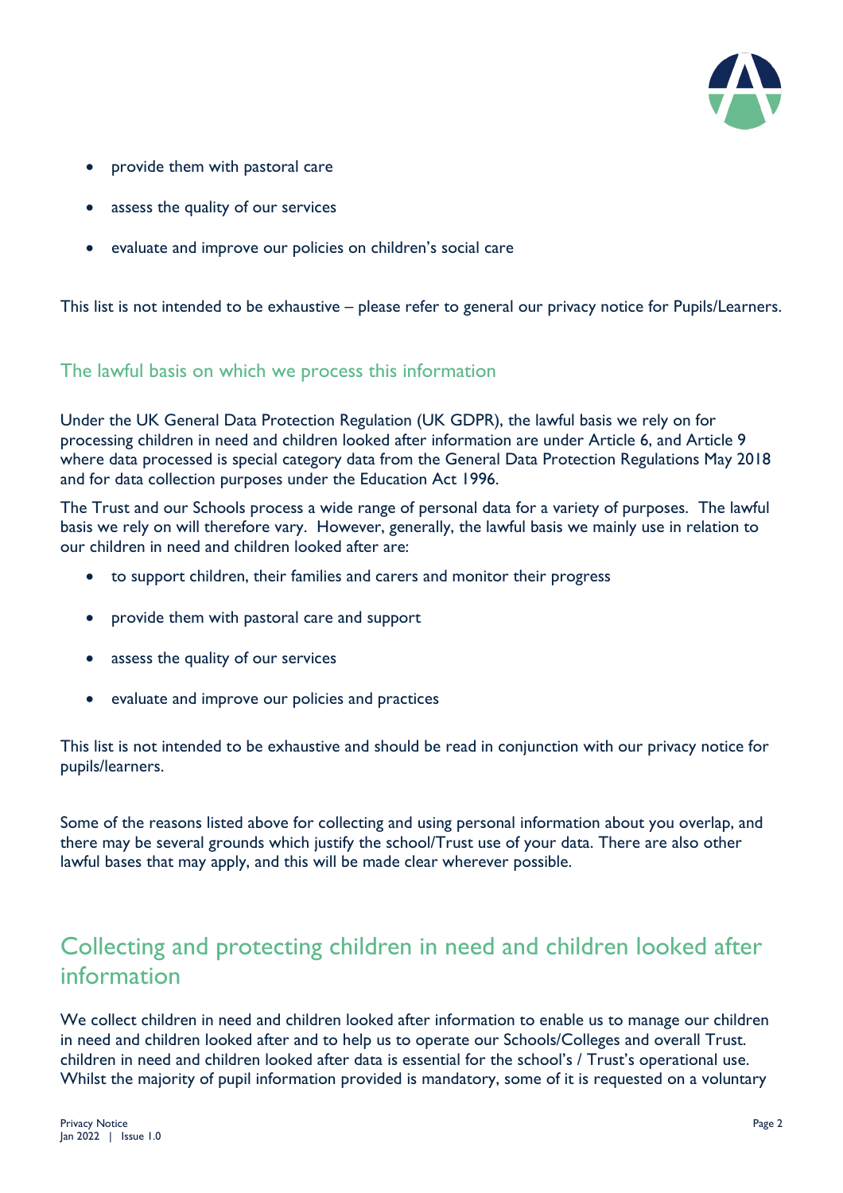- provide them with pastoral care
- assess the quality of our services
- evaluate and improve our policies on children's social care

This list is not intended to be exhaustive – please refer to general our privacy notice for Pupils/Learners.

### The lawful basis on which we process this information

Under the UK General Data Protection Regulation (UK GDPR), the lawful basis we rely on for processing children in need and children looked after information are under Article 6, and Article 9 where data processed is special category data from the General Data Protection Regulations May 2018 and for data collection purposes under the Education Act 1996.

The Trust and our Schools process a wide range of personal data for a variety of purposes. The lawful basis we rely on will therefore vary. However, generally, the lawful basis we mainly use in relation to our children in need and children looked after are:

- to support children, their families and carers and monitor their progress
- provide them with pastoral care and support
- assess the quality of our services
- evaluate and improve our policies and practices

This list is not intended to be exhaustive and should be read in conjunction with our privacy notice for pupils/learners.

Some of the reasons listed above for collecting and using personal information about you overlap, and there may be several grounds which justify the school/Trust use of your data. There are also other lawful bases that may apply, and this will be made clear wherever possible.

## Collecting and protecting children in need and children looked after information

We collect children in need and children looked after information to enable us to manage our children in need and children looked after and to help us to operate our Schools/Colleges and overall Trust. children in need and children looked after data is essential for the school's / Trust's operational use. Whilst the majority of pupil information provided is mandatory, some of it is requested on a voluntary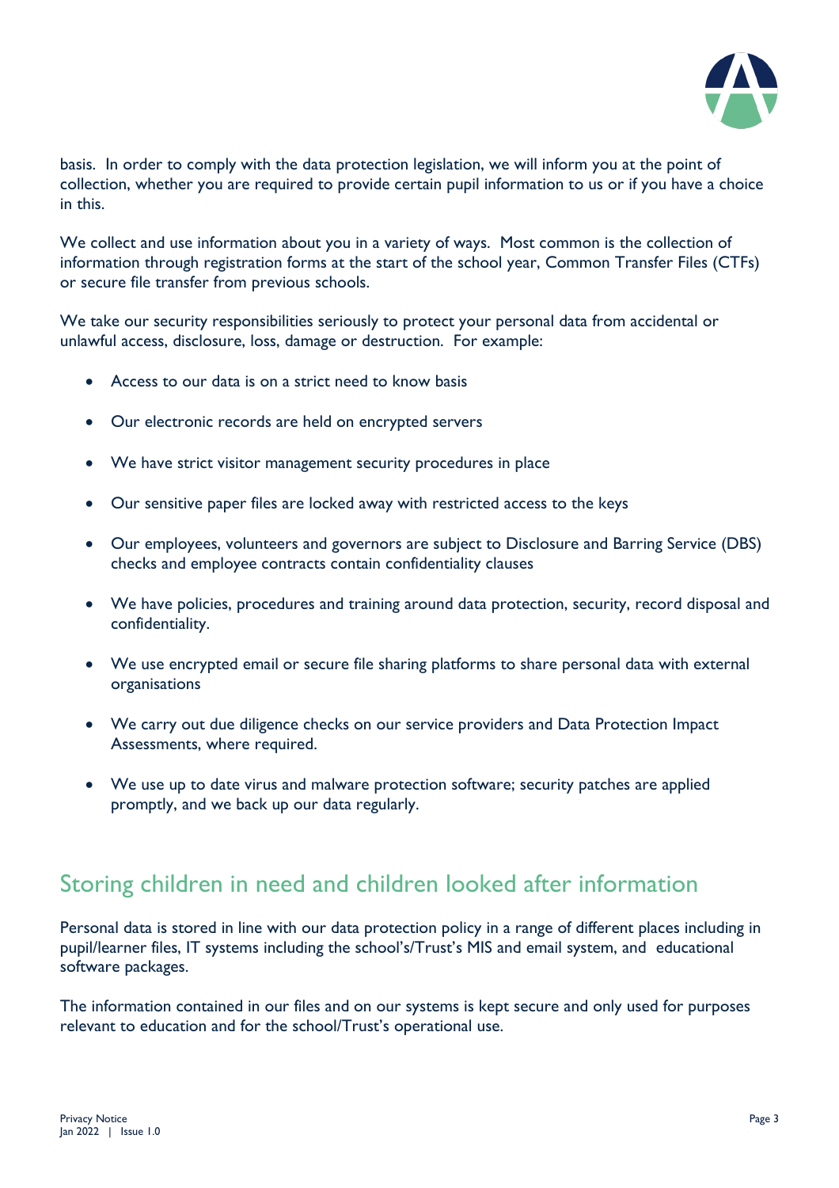basis. In order to comply with the data protection legislation, we will inform you at the point of collection, whether you are required to provide certain pupil information to us or if you have a choice in this.

We collect and use information about you in a variety of ways. Most common is the collection of information through registration forms at the start of the school year, Common Transfer Files (CTFs) or secure file transfer from previous schools.

We take our security responsibilities seriously to protect your personal data from accidental or unlawful access, disclosure, loss, damage or destruction. For example:

- Access to our data is on a strict need to know basis
- Our electronic records are held on encrypted servers
- We have strict visitor management security procedures in place
- Our sensitive paper files are locked away with restricted access to the keys
- Our employees, volunteers and governors are subject to Disclosure and Barring Service (DBS) checks and employee contracts contain confidentiality clauses
- We have policies, procedures and training around data protection, security, record disposal and confidentiality.
- We use encrypted email or secure file sharing platforms to share personal data with external organisations
- We carry out due diligence checks on our service providers and Data Protection Impact Assessments, where required.
- We use up to date virus and malware protection software; security patches are applied promptly, and we back up our data regularly.

## Storing children in need and children looked after information

Personal data is stored in line with our data protection policy in a range of different places including in pupil/learner files, IT systems including the school's/Trust's MIS and email system, and educational software packages.

The information contained in our files and on our systems is kept secure and only used for purposes relevant to education and for the school/Trust's operational use.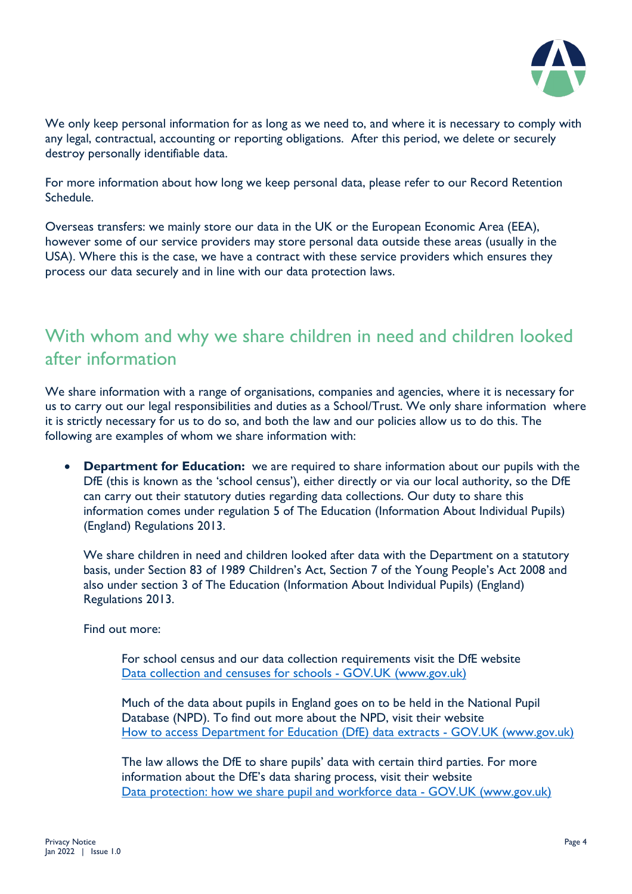We only keep personal information for as long as we need to, and where it is necessary to comply with any legal, contractual, accounting or reporting obligations. After this period, we delete or securely destroy personally identifiable data.

For more information about how long we keep personal data, please refer to our Record Retention Schedule.

Overseas transfers: we mainly store our data in the UK or the European Economic Area (EEA), however some of our service providers may store personal data outside these areas (usually in the USA). Where this is the case, we have a contract with these service providers which ensures they process our data securely and in line with our data protection laws.

## With whom and why we share children in need and children looked after information

We share information with a range of organisations, companies and agencies, where it is necessary for us to carry out our legal responsibilities and duties as a School/Trust. We only share information where it is strictly necessary for us to do so, and both the law and our policies allow us to do this. The following are examples of whom we share information with:

- **Department for Education:** we are required to share information about our pupils with the DfE (this is known as the 'school census'), either directly or via our local authority, so the DfE can carry out their statutory duties regarding data collections. Our duty to share this information comes under regulation 5 of The Education (Information About Individual Pupils) (England) Regulations 2013.

  We share children in need and children looked after data with the Department on a statutory basis, under Section 83 of 1989 Children's Act, Section 7 of the Young People's Act 2008 and also under section 3 of The Education (Information About Individual Pupils) (England) Regulations 2013.

  Find out more:

  For school census and our data collection requirements visit the DfE website
  [Data collection and censuses for schools - GOV.UK (www.gov.uk)](Data collection and censuses for schools - GOV.UK (www.gov.uk))

  Much of the data about pupils in England goes on to be held in the National Pupil Database (NPD). To find out more about the NPD, visit their website
  [How to access Department for Education (DfE) data extracts - GOV.UK (www.gov.uk)](How to access Department for Education (DfE) data extracts - GOV.UK (www.gov.uk))

  The law allows the DfE to share pupils' data with certain third parties. For more information about the DfE's data sharing process, visit their website
  [Data protection: how we share pupil and workforce data - GOV.UK (www.gov.uk)](Data protection: how we share pupil and workforce data - GOV.UK (www.gov.uk))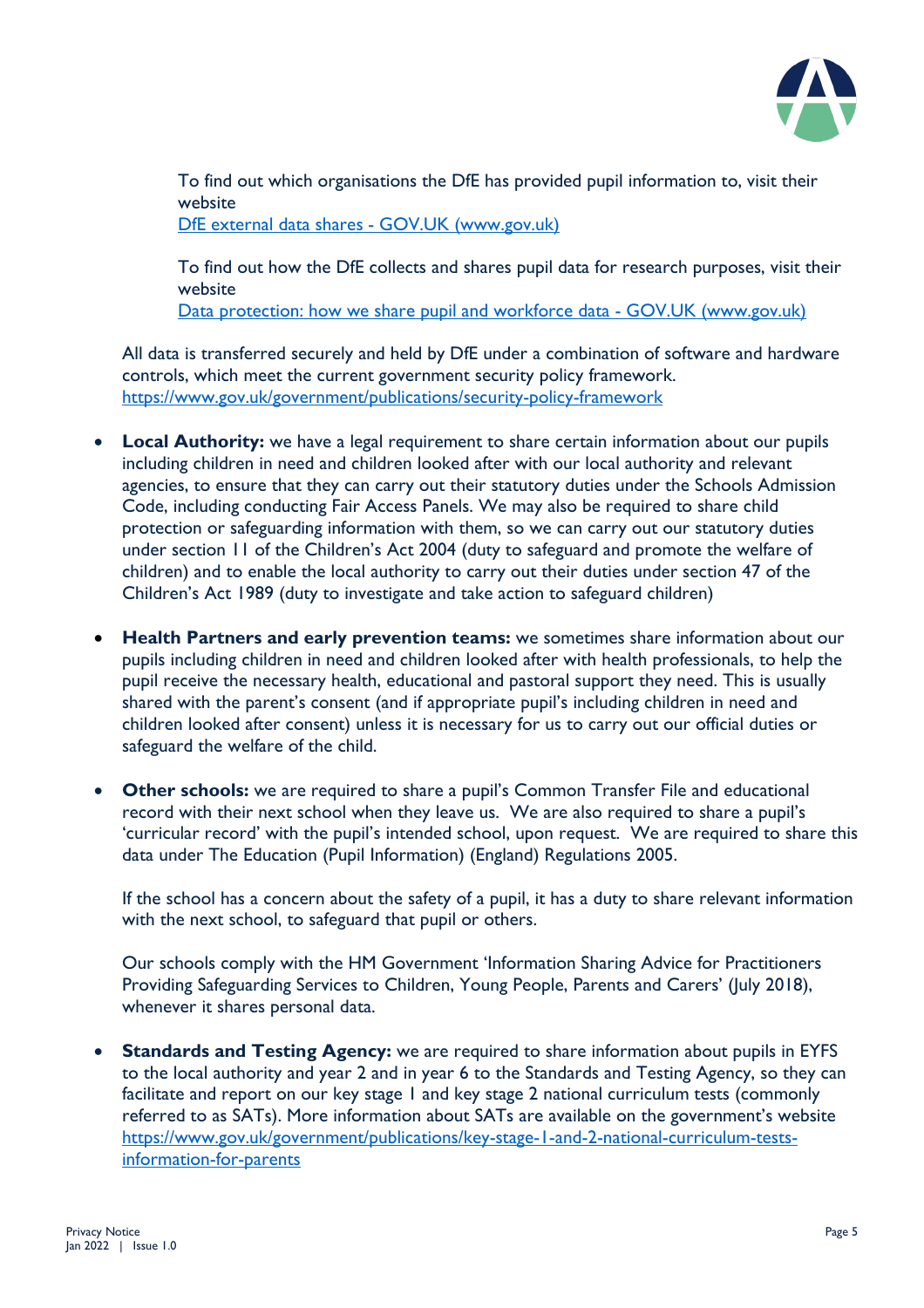To find out which organisations the DfE has provided pupil information to, visit their website
[DfE external data shares - GOV.UK (www.gov.uk)](https://www.gov.uk)

To find out how the DfE collects and shares pupil data for research purposes, visit their website
[Data protection: how we share pupil and workforce data - GOV.UK (www.gov.uk)](https://www.gov.uk)

All data is transferred securely and held by DfE under a combination of software and hardware controls, which meet the current government security policy framework.
https://www.gov.uk/government/publications/security-policy-framework

- **Local Authority:** we have a legal requirement to share certain information about our pupils including children in need and children looked after with our local authority and relevant agencies, to ensure that they can carry out their statutory duties under the Schools Admission Code, including conducting Fair Access Panels. We may also be required to share child protection or safeguarding information with them, so we can carry out our statutory duties under section 11 of the Children's Act 2004 (duty to safeguard and promote the welfare of children) and to enable the local authority to carry out their duties under section 47 of the Children's Act 1989 (duty to investigate and take action to safeguard children)

- **Health Partners and early prevention teams:** we sometimes share information about our pupils including children in need and children looked after with health professionals, to help the pupil receive the necessary health, educational and pastoral support they need. This is usually shared with the parent's consent (and if appropriate pupil's including children in need and children looked after consent) unless it is necessary for us to carry out our official duties or safeguard the welfare of the child.

- **Other schools:** we are required to share a pupil's Common Transfer File and educational record with their next school when they leave us. We are also required to share a pupil's 'curricular record' with the pupil's intended school, upon request. We are required to share this data under The Education (Pupil Information) (England) Regulations 2005.

  If the school has a concern about the safety of a pupil, it has a duty to share relevant information with the next school, to safeguard that pupil or others.

  Our schools comply with the HM Government 'Information Sharing Advice for Practitioners Providing Safeguarding Services to Children, Young People, Parents and Carers' (July 2018), whenever it shares personal data.

- **Standards and Testing Agency:** we are required to share information about pupils in EYFS to the local authority and year 2 and in year 6 to the Standards and Testing Agency, so they can facilitate and report on our key stage 1 and key stage 2 national curriculum tests (commonly referred to as SATs). More information about SATs are available on the government's website https://www.gov.uk/government/publications/key-stage-1-and-2-national-curriculum-tests-information-for-parents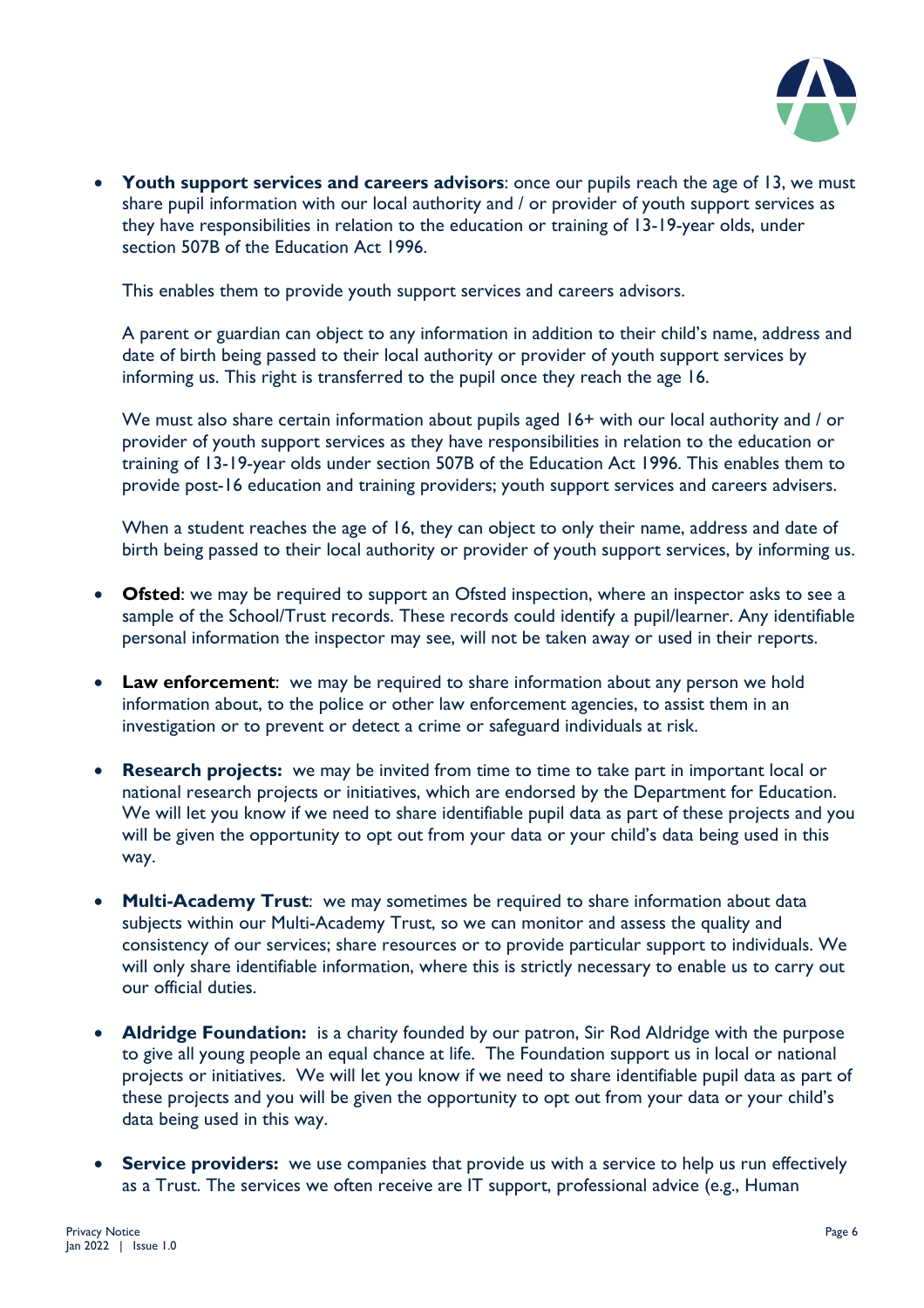- **Youth support services and careers advisors**: once our pupils reach the age of 13, we must share pupil information with our local authority and / or provider of youth support services as they have responsibilities in relation to the education or training of 13-19-year olds, under section 507B of the Education Act 1996.

  This enables them to provide youth support services and careers advisors.

  A parent or guardian can object to any information in addition to their child's name, address and date of birth being passed to their local authority or provider of youth support services by informing us. This right is transferred to the pupil once they reach the age 16.

  We must also share certain information about pupils aged 16+ with our local authority and / or provider of youth support services as they have responsibilities in relation to the education or training of 13-19-year olds under section 507B of the Education Act 1996. This enables them to provide post-16 education and training providers; youth support services and careers advisers.

  When a student reaches the age of 16, they can object to only their name, address and date of birth being passed to their local authority or provider of youth support services, by informing us.

- **Ofsted**: we may be required to support an Ofsted inspection, where an inspector asks to see a sample of the School/Trust records. These records could identify a pupil/learner. Any identifiable personal information the inspector may see, will not be taken away or used in their reports.

- **Law enforcement**: we may be required to share information about any person we hold information about, to the police or other law enforcement agencies, to assist them in an investigation or to prevent or detect a crime or safeguard individuals at risk.

- **Research projects:** we may be invited from time to time to take part in important local or national research projects or initiatives, which are endorsed by the Department for Education. We will let you know if we need to share identifiable pupil data as part of these projects and you will be given the opportunity to opt out from your data or your child's data being used in this way.

- **Multi-Academy Trust**: we may sometimes be required to share information about data subjects within our Multi-Academy Trust, so we can monitor and assess the quality and consistency of our services; share resources or to provide particular support to individuals. We will only share identifiable information, where this is strictly necessary to enable us to carry out our official duties.

- **Aldridge Foundation:** is a charity founded by our patron, Sir Rod Aldridge with the purpose to give all young people an equal chance at life. The Foundation support us in local or national projects or initiatives. We will let you know if we need to share identifiable pupil data as part of these projects and you will be given the opportunity to opt out from your data or your child's data being used in this way.

- **Service providers:** we use companies that provide us with a service to help us run effectively as a Trust. The services we often receive are IT support, professional advice (e.g., Human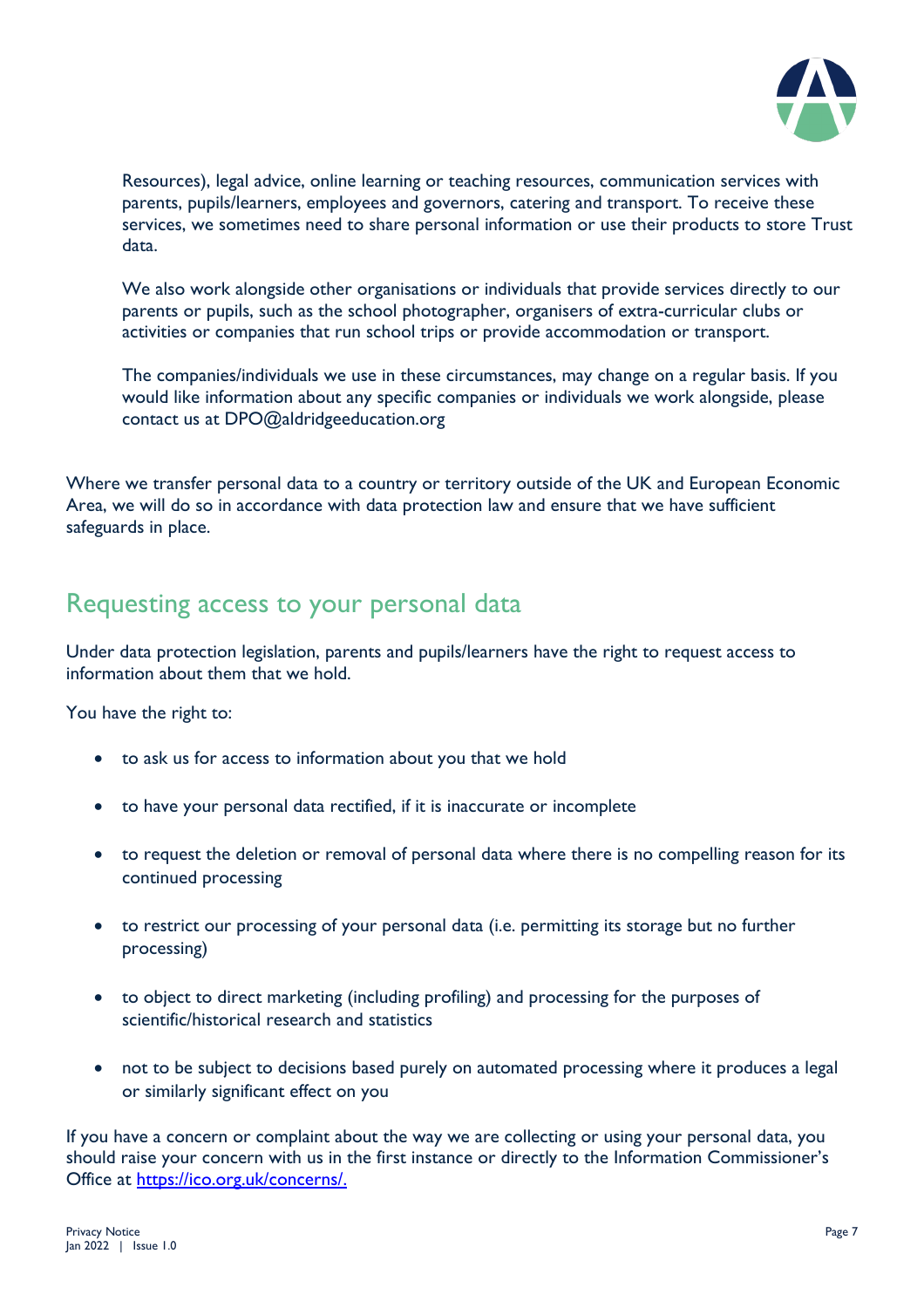Resources), legal advice, online learning or teaching resources, communication services with parents, pupils/learners, employees and governors, catering and transport. To receive these services, we sometimes need to share personal information or use their products to store Trust data.

We also work alongside other organisations or individuals that provide services directly to our parents or pupils, such as the school photographer, organisers of extra-curricular clubs or activities or companies that run school trips or provide accommodation or transport.

The companies/individuals we use in these circumstances, may change on a regular basis. If you would like information about any specific companies or individuals we work alongside, please contact us at DPO@aldridgeeducation.org

Where we transfer personal data to a country or territory outside of the UK and European Economic Area, we will do so in accordance with data protection law and ensure that we have sufficient safeguards in place.

## Requesting access to your personal data

Under data protection legislation, parents and pupils/learners have the right to request access to information about them that we hold.

You have the right to:

- to ask us for access to information about you that we hold
- to have your personal data rectified, if it is inaccurate or incomplete
- to request the deletion or removal of personal data where there is no compelling reason for its continued processing
- to restrict our processing of your personal data (i.e. permitting its storage but no further processing)
- to object to direct marketing (including profiling) and processing for the purposes of scientific/historical research and statistics
- not to be subject to decisions based purely on automated processing where it produces a legal or similarly significant effect on you

If you have a concern or complaint about the way we are collecting or using your personal data, you should raise your concern with us in the first instance or directly to the Information Commissioner's Office at [https://ico.org.uk/concerns/.](https://ico.org.uk/concerns/)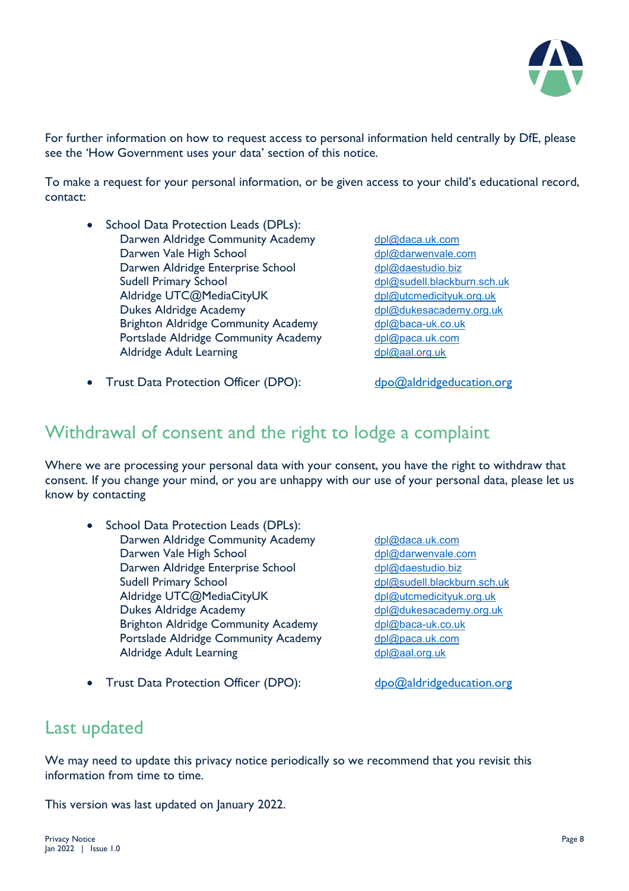For further information on how to request access to personal information held centrally by DfE, please see the 'How Government uses your data' section of this notice.

To make a request for your personal information, or be given access to your child's educational record, contact:

- School Data Protection Leads (DPLs):

| School | Email |
|---|---|
| Darwen Aldridge Community Academy | dpl@daca.uk.com |
| Darwen Vale High School | dpl@darwenvale.com |
| Darwen Aldridge Enterprise School | dpl@daestudio.biz |
| Sudell Primary School | dpl@sudell.blackburn.sch.uk |
| Aldridge UTC@MediaCityUK | dpl@utcmedicityuk.org.uk |
| Dukes Aldridge Academy | dpl@dukesacademy.org.uk |
| Brighton Aldridge Community Academy | dpl@baca-uk.co.uk |
| Portslade Aldridge Community Academy | dpl@paca.uk.com |
| Aldridge Adult Learning | dpl@aal.org.uk |

- Trust Data Protection Officer (DPO): dpo@aldridgeducation.org

## Withdrawal of consent and the right to lodge a complaint

Where we are processing your personal data with your consent, you have the right to withdraw that consent. If you change your mind, or you are unhappy with our use of your personal data, please let us know by contacting

- School Data Protection Leads (DPLs):

| School | Email |
|---|---|
| Darwen Aldridge Community Academy | dpl@daca.uk.com |
| Darwen Vale High School | dpl@darwenvale.com |
| Darwen Aldridge Enterprise School | dpl@daestudio.biz |
| Sudell Primary School | dpl@sudell.blackburn.sch.uk |
| Aldridge UTC@MediaCityUK | dpl@utcmedicityuk.org.uk |
| Dukes Aldridge Academy | dpl@dukesacademy.org.uk |
| Brighton Aldridge Community Academy | dpl@baca-uk.co.uk |
| Portslade Aldridge Community Academy | dpl@paca.uk.com |
| Aldridge Adult Learning | dpl@aal.org.uk |

- Trust Data Protection Officer (DPO): dpo@aldridgeducation.org

## Last updated

We may need to update this privacy notice periodically so we recommend that you revisit this information from time to time.

This version was last updated on January 2022.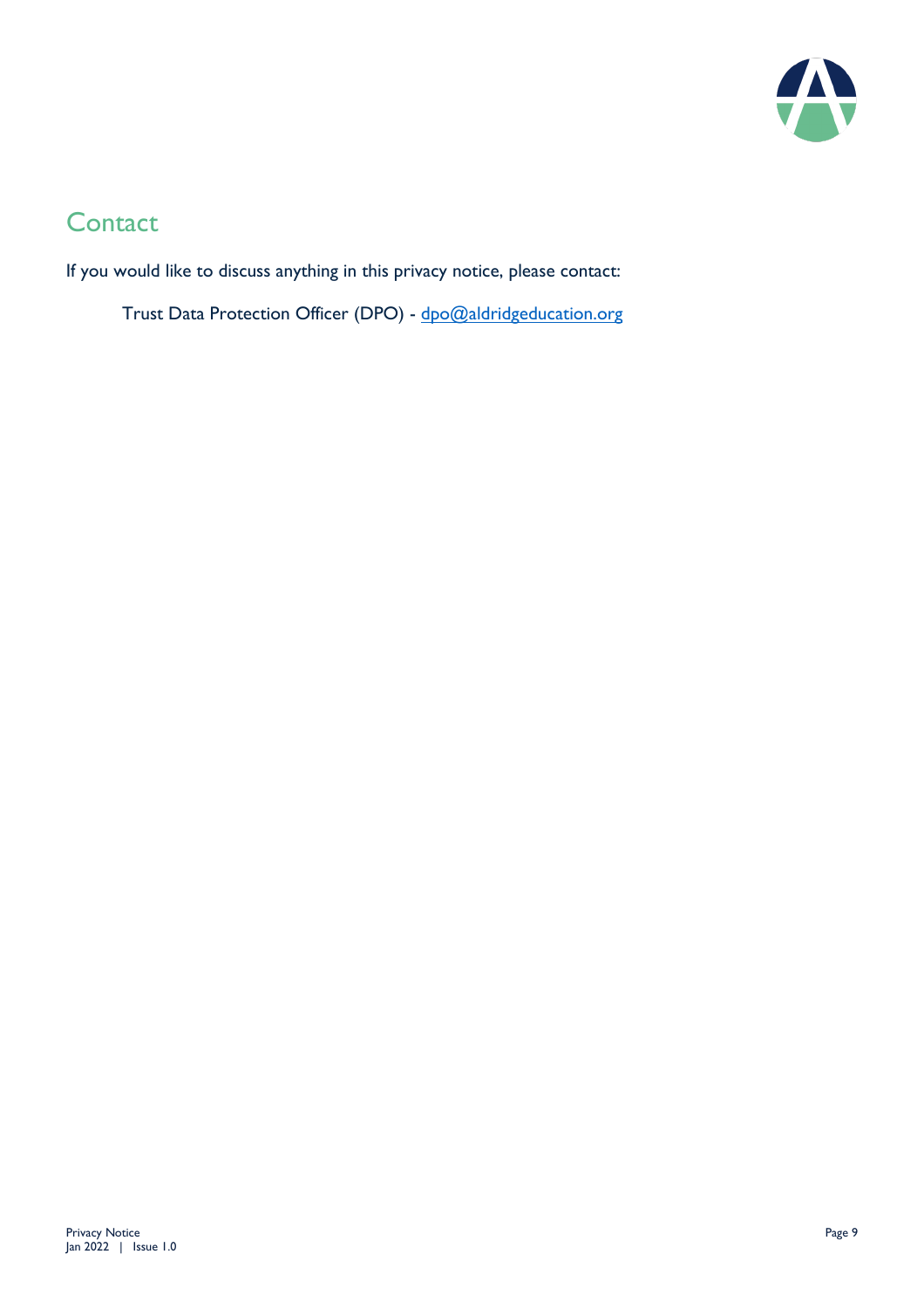## Contact

If you would like to discuss anything in this privacy notice, please contact:

Trust Data Protection Officer (DPO) - dpo@aldridgeducation.org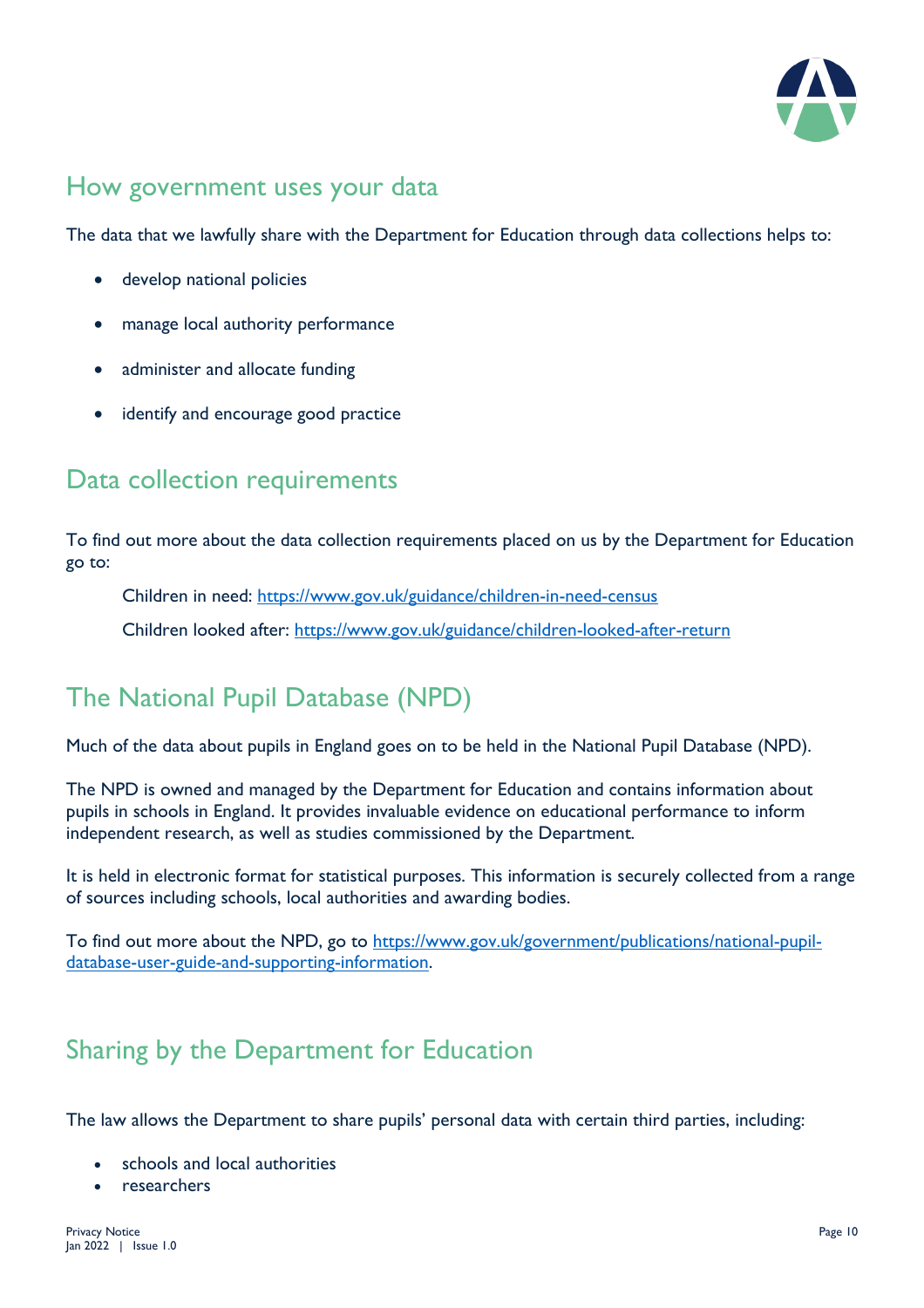## How government uses your data

The data that we lawfully share with the Department for Education through data collections helps to:

- develop national policies
- manage local authority performance
- administer and allocate funding
- identify and encourage good practice

## Data collection requirements

To find out more about the data collection requirements placed on us by the Department for Education go to:

Children in need: [https://www.gov.uk/guidance/children-in-need-census](https://www.gov.uk/guidance/children-in-need-census)

Children looked after: [https://www.gov.uk/guidance/children-looked-after-return](https://www.gov.uk/guidance/children-looked-after-return)

## The National Pupil Database (NPD)

Much of the data about pupils in England goes on to be held in the National Pupil Database (NPD).

The NPD is owned and managed by the Department for Education and contains information about pupils in schools in England. It provides invaluable evidence on educational performance to inform independent research, as well as studies commissioned by the Department.

It is held in electronic format for statistical purposes. This information is securely collected from a range of sources including schools, local authorities and awarding bodies.

To find out more about the NPD, go to [https://www.gov.uk/government/publications/national-pupil-database-user-guide-and-supporting-information](https://www.gov.uk/government/publications/national-pupil-database-user-guide-and-supporting-information).

## Sharing by the Department for Education

The law allows the Department to share pupils' personal data with certain third parties, including:

- schools and local authorities
- researchers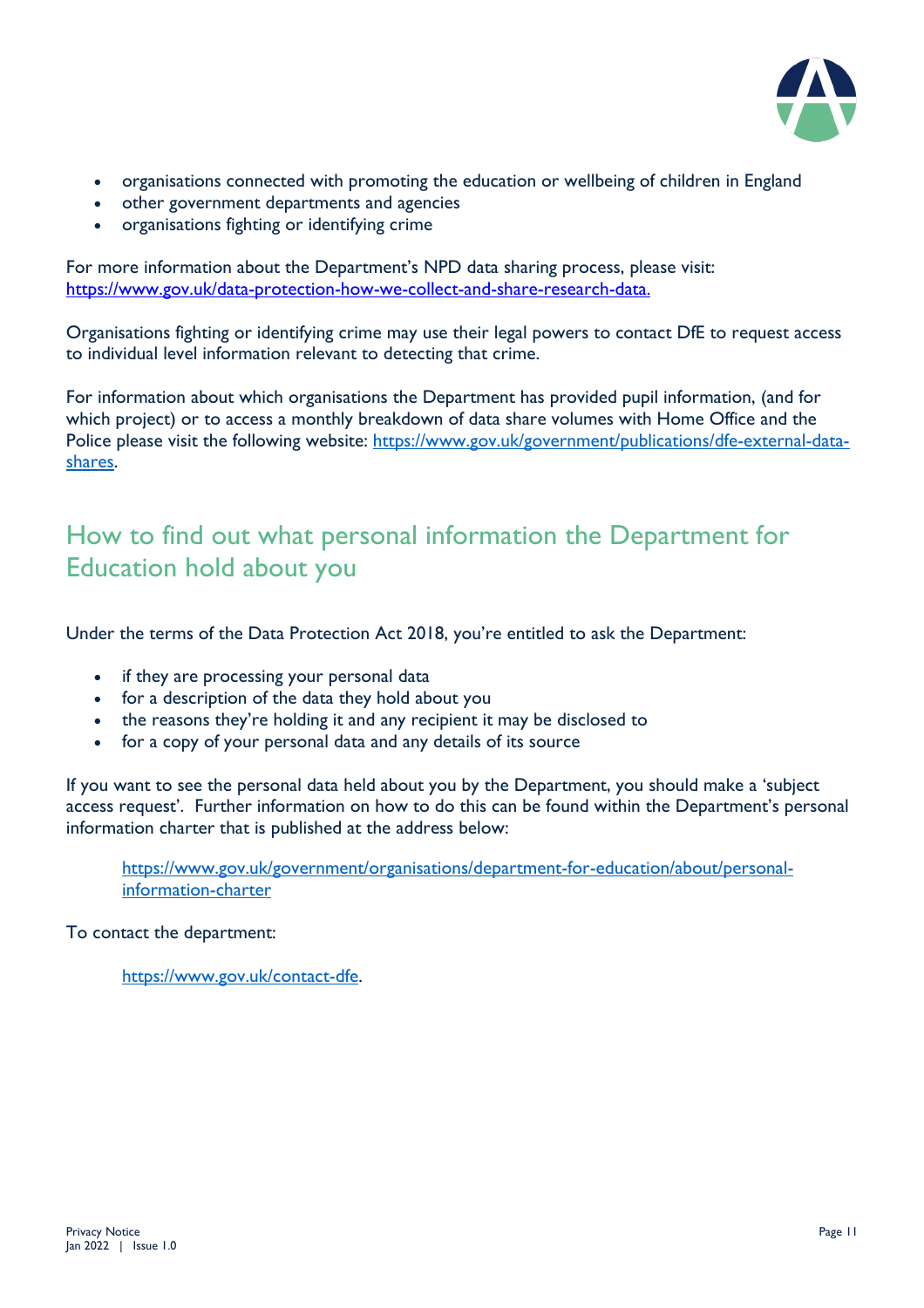- organisations connected with promoting the education or wellbeing of children in England
- other government departments and agencies
- organisations fighting or identifying crime

For more information about the Department's NPD data sharing process, please visit: https://www.gov.uk/data-protection-how-we-collect-and-share-research-data.

Organisations fighting or identifying crime may use their legal powers to contact DfE to request access to individual level information relevant to detecting that crime.

For information about which organisations the Department has provided pupil information, (and for which project) or to access a monthly breakdown of data share volumes with Home Office and the Police please visit the following website: https://www.gov.uk/government/publications/dfe-external-data-shares.

## How to find out what personal information the Department for Education hold about you

Under the terms of the Data Protection Act 2018, you're entitled to ask the Department:

- if they are processing your personal data
- for a description of the data they hold about you
- the reasons they're holding it and any recipient it may be disclosed to
- for a copy of your personal data and any details of its source

If you want to see the personal data held about you by the Department, you should make a 'subject access request'. Further information on how to do this can be found within the Department's personal information charter that is published at the address below:

> https://www.gov.uk/government/organisations/department-for-education/about/personal-information-charter

To contact the department:

> https://www.gov.uk/contact-dfe.